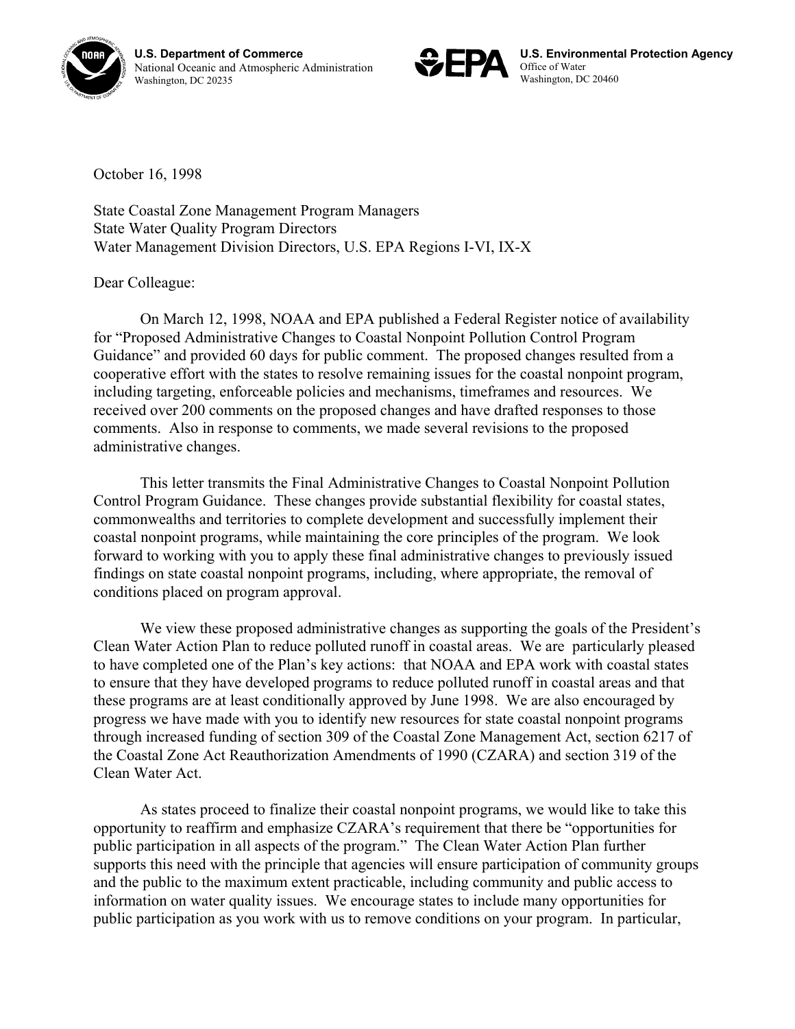**U.S. Department of Commerce**
National Oceanic and Atmospheric Administration
Washington, DC 20235

**U.S. Environmental Protection Agency**
Office of Water
Washington, DC 20460

October 16, 1998

State Coastal Zone Management Program Managers
State Water Quality Program Directors
Water Management Division Directors, U.S. EPA Regions I-VI, IX-X

Dear Colleague:

On March 12, 1998, NOAA and EPA published a Federal Register notice of availability for "Proposed Administrative Changes to Coastal Nonpoint Pollution Control Program Guidance" and provided 60 days for public comment. The proposed changes resulted from a cooperative effort with the states to resolve remaining issues for the coastal nonpoint program, including targeting, enforceable policies and mechanisms, timeframes and resources. We received over 200 comments on the proposed changes and have drafted responses to those comments. Also in response to comments, we made several revisions to the proposed administrative changes.

This letter transmits the Final Administrative Changes to Coastal Nonpoint Pollution Control Program Guidance. These changes provide substantial flexibility for coastal states, commonwealths and territories to complete development and successfully implement their coastal nonpoint programs, while maintaining the core principles of the program. We look forward to working with you to apply these final administrative changes to previously issued findings on state coastal nonpoint programs, including, where appropriate, the removal of conditions placed on program approval.

We view these proposed administrative changes as supporting the goals of the President's Clean Water Action Plan to reduce polluted runoff in coastal areas. We are particularly pleased to have completed one of the Plan's key actions: that NOAA and EPA work with coastal states to ensure that they have developed programs to reduce polluted runoff in coastal areas and that these programs are at least conditionally approved by June 1998. We are also encouraged by progress we have made with you to identify new resources for state coastal nonpoint programs through increased funding of section 309 of the Coastal Zone Management Act, section 6217 of the Coastal Zone Act Reauthorization Amendments of 1990 (CZARA) and section 319 of the Clean Water Act.

As states proceed to finalize their coastal nonpoint programs, we would like to take this opportunity to reaffirm and emphasize CZARA's requirement that there be "opportunities for public participation in all aspects of the program." The Clean Water Action Plan further supports this need with the principle that agencies will ensure participation of community groups and the public to the maximum extent practicable, including community and public access to information on water quality issues. We encourage states to include many opportunities for public participation as you work with us to remove conditions on your program. In particular,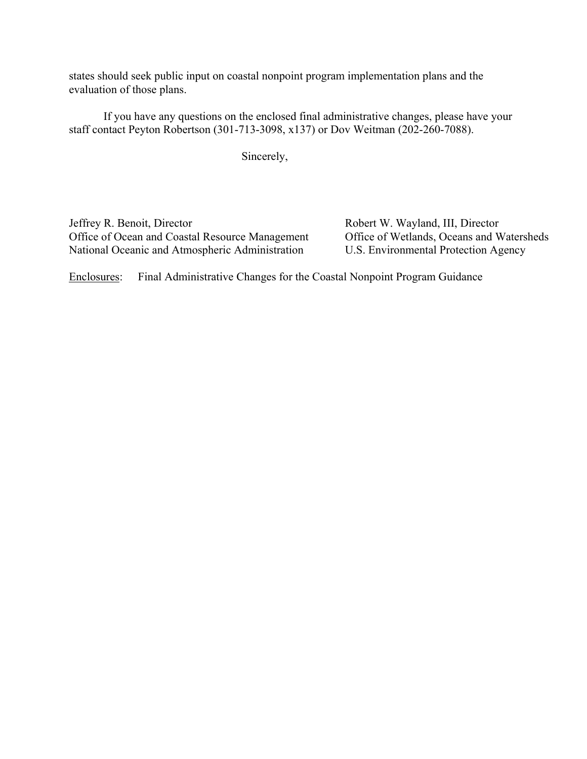states should seek public input on coastal nonpoint program implementation plans and the evaluation of those plans.

If you have any questions on the enclosed final administrative changes, please have your staff contact Peyton Robertson (301-713-3098, x137) or Dov Weitman (202-260-7088).

Sincerely,

Jeffrey R. Benoit, Director
Office of Ocean and Coastal Resource Management
National Oceanic and Atmospheric Administration

Robert W. Wayland, III, Director
Office of Wetlands, Oceans and Watersheds
U.S. Environmental Protection Agency

Enclosures: Final Administrative Changes for the Coastal Nonpoint Program Guidance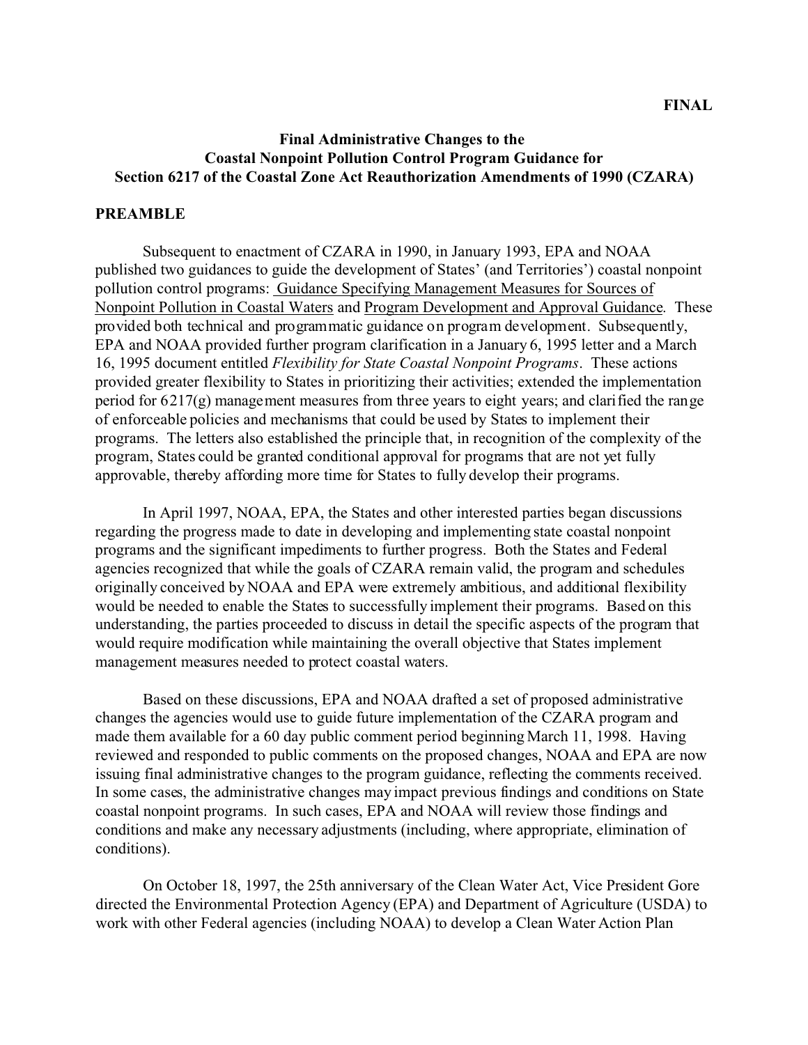**FINAL**

# Final Administrative Changes to the Coastal Nonpoint Pollution Control Program Guidance for Section 6217 of the Coastal Zone Act Reauthorization Amendments of 1990 (CZARA)

## PREAMBLE

Subsequent to enactment of CZARA in 1990, in January 1993, EPA and NOAA published two guidances to guide the development of States' (and Territories') coastal nonpoint pollution control programs: Guidance Specifying Management Measures for Sources of Nonpoint Pollution in Coastal Waters and Program Development and Approval Guidance. These provided both technical and programmatic guidance on program development. Subsequently, EPA and NOAA provided further program clarification in a January 6, 1995 letter and a March 16, 1995 document entitled *Flexibility for State Coastal Nonpoint Programs*. These actions provided greater flexibility to States in prioritizing their activities; extended the implementation period for 6217(g) management measures from three years to eight years; and clarified the range of enforceable policies and mechanisms that could be used by States to implement their programs. The letters also established the principle that, in recognition of the complexity of the program, States could be granted conditional approval for programs that are not yet fully approvable, thereby affording more time for States to fully develop their programs.

In April 1997, NOAA, EPA, the States and other interested parties began discussions regarding the progress made to date in developing and implementing state coastal nonpoint programs and the significant impediments to further progress. Both the States and Federal agencies recognized that while the goals of CZARA remain valid, the program and schedules originally conceived by NOAA and EPA were extremely ambitious, and additional flexibility would be needed to enable the States to successfully implement their programs. Based on this understanding, the parties proceeded to discuss in detail the specific aspects of the program that would require modification while maintaining the overall objective that States implement management measures needed to protect coastal waters.

Based on these discussions, EPA and NOAA drafted a set of proposed administrative changes the agencies would use to guide future implementation of the CZARA program and made them available for a 60 day public comment period beginning March 11, 1998. Having reviewed and responded to public comments on the proposed changes, NOAA and EPA are now issuing final administrative changes to the program guidance, reflecting the comments received. In some cases, the administrative changes may impact previous findings and conditions on State coastal nonpoint programs. In such cases, EPA and NOAA will review those findings and conditions and make any necessary adjustments (including, where appropriate, elimination of conditions).

On October 18, 1997, the 25th anniversary of the Clean Water Act, Vice President Gore directed the Environmental Protection Agency (EPA) and Department of Agriculture (USDA) to work with other Federal agencies (including NOAA) to develop a Clean Water Action Plan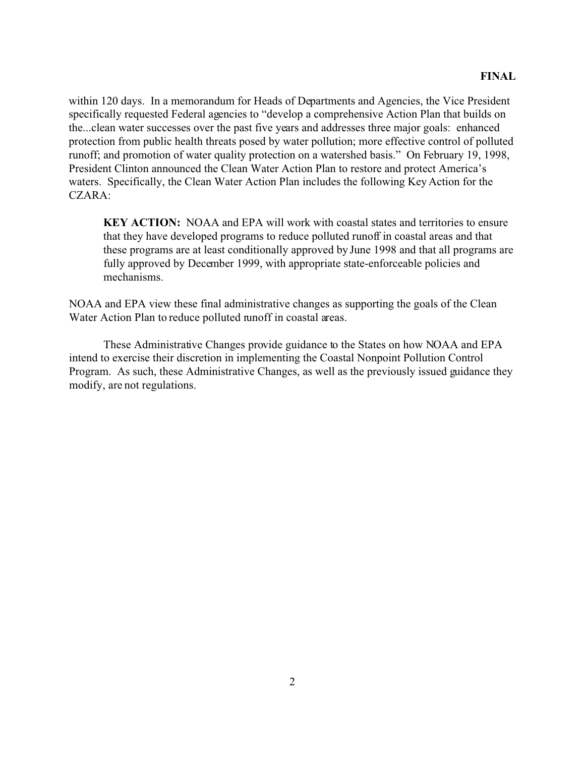within 120 days. In a memorandum for Heads of Departments and Agencies, the Vice President specifically requested Federal agencies to "develop a comprehensive Action Plan that builds on the...clean water successes over the past five years and addresses three major goals: enhanced protection from public health threats posed by water pollution; more effective control of polluted runoff; and promotion of water quality protection on a watershed basis." On February 19, 1998, President Clinton announced the Clean Water Action Plan to restore and protect America's waters. Specifically, the Clean Water Action Plan includes the following Key Action for the CZARA:

> **KEY ACTION:** NOAA and EPA will work with coastal states and territories to ensure that they have developed programs to reduce polluted runoff in coastal areas and that these programs are at least conditionally approved by June 1998 and that all programs are fully approved by December 1999, with appropriate state-enforceable policies and mechanisms.

NOAA and EPA view these final administrative changes as supporting the goals of the Clean Water Action Plan to reduce polluted runoff in coastal areas.

These Administrative Changes provide guidance to the States on how NOAA and EPA intend to exercise their discretion in implementing the Coastal Nonpoint Pollution Control Program. As such, these Administrative Changes, as well as the previously issued guidance they modify, are not regulations.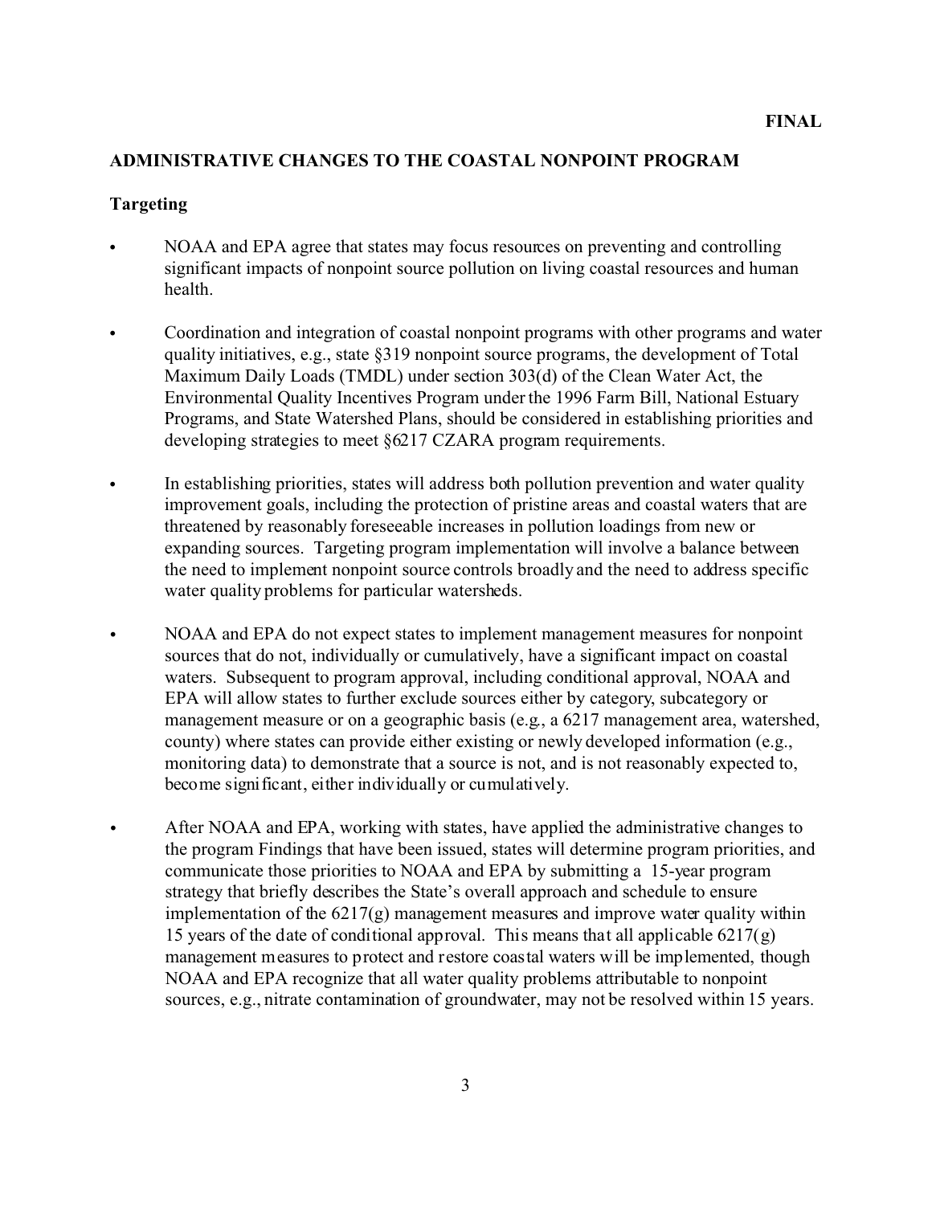**FINAL**

## ADMINISTRATIVE CHANGES TO THE COASTAL NONPOINT PROGRAM

### Targeting

- NOAA and EPA agree that states may focus resources on preventing and controlling significant impacts of nonpoint source pollution on living coastal resources and human health.

- Coordination and integration of coastal nonpoint programs with other programs and water quality initiatives, e.g., state §319 nonpoint source programs, the development of Total Maximum Daily Loads (TMDL) under section 303(d) of the Clean Water Act, the Environmental Quality Incentives Program under the 1996 Farm Bill, National Estuary Programs, and State Watershed Plans, should be considered in establishing priorities and developing strategies to meet §6217 CZARA program requirements.

- In establishing priorities, states will address both pollution prevention and water quality improvement goals, including the protection of pristine areas and coastal waters that are threatened by reasonably foreseeable increases in pollution loadings from new or expanding sources. Targeting program implementation will involve a balance between the need to implement nonpoint source controls broadly and the need to address specific water quality problems for particular watersheds.

- NOAA and EPA do not expect states to implement management measures for nonpoint sources that do not, individually or cumulatively, have a significant impact on coastal waters. Subsequent to program approval, including conditional approval, NOAA and EPA will allow states to further exclude sources either by category, subcategory or management measure or on a geographic basis (e.g., a 6217 management area, watershed, county) where states can provide either existing or newly developed information (e.g., monitoring data) to demonstrate that a source is not, and is not reasonably expected to, become significant, either individually or cumulatively.

- After NOAA and EPA, working with states, have applied the administrative changes to the program Findings that have been issued, states will determine program priorities, and communicate those priorities to NOAA and EPA by submitting a 15-year program strategy that briefly describes the State's overall approach and schedule to ensure implementation of the 6217(g) management measures and improve water quality within 15 years of the date of conditional approval. This means that all applicable 6217(g) management measures to protect and restore coastal waters will be implemented, though NOAA and EPA recognize that all water quality problems attributable to nonpoint sources, e.g., nitrate contamination of groundwater, may not be resolved within 15 years.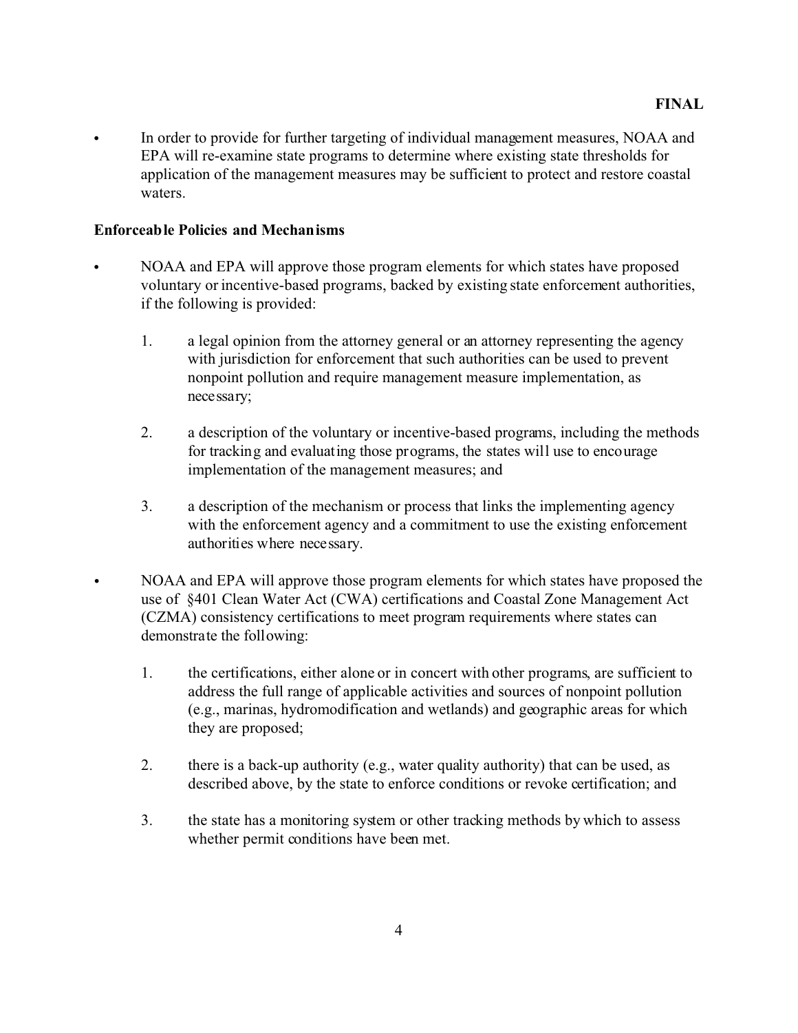- In order to provide for further targeting of individual management measures, NOAA and EPA will re-examine state programs to determine where existing state thresholds for application of the management measures may be sufficient to protect and restore coastal waters.

**Enforceable Policies and Mechanisms**

- NOAA and EPA will approve those program elements for which states have proposed voluntary or incentive-based programs, backed by existing state enforcement authorities, if the following is provided:

    1. a legal opinion from the attorney general or an attorney representing the agency with jurisdiction for enforcement that such authorities can be used to prevent nonpoint pollution and require management measure implementation, as necessary;

    2. a description of the voluntary or incentive-based programs, including the methods for tracking and evaluating those programs, the states will use to encourage implementation of the management measures; and

    3. a description of the mechanism or process that links the implementing agency with the enforcement agency and a commitment to use the existing enforcement authorities where necessary.

- NOAA and EPA will approve those program elements for which states have proposed the use of §401 Clean Water Act (CWA) certifications and Coastal Zone Management Act (CZMA) consistency certifications to meet program requirements where states can demonstrate the following:

    1. the certifications, either alone or in concert with other programs, are sufficient to address the full range of applicable activities and sources of nonpoint pollution (e.g., marinas, hydromodification and wetlands) and geographic areas for which they are proposed;

    2. there is a back-up authority (e.g., water quality authority) that can be used, as described above, by the state to enforce conditions or revoke certification; and

    3. the state has a monitoring system or other tracking methods by which to assess whether permit conditions have been met.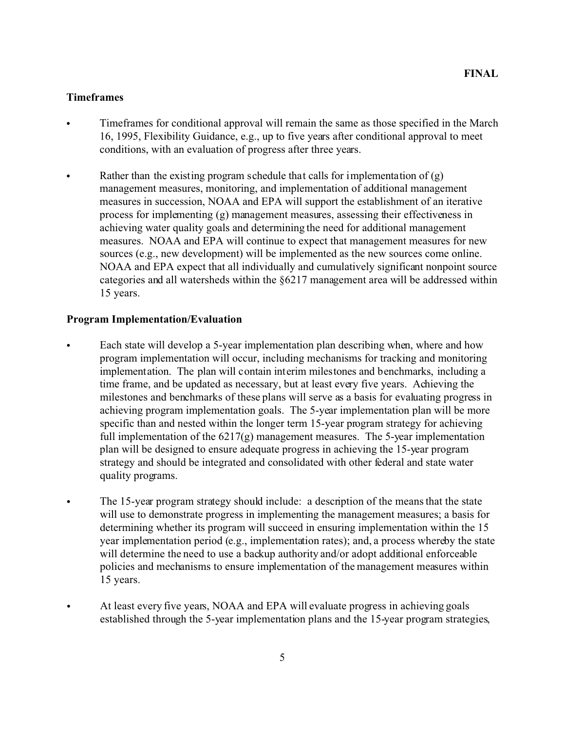### Timeframes

- Timeframes for conditional approval will remain the same as those specified in the March 16, 1995, Flexibility Guidance, e.g., up to five years after conditional approval to meet conditions, with an evaluation of progress after three years.

- Rather than the existing program schedule that calls for implementation of (g) management measures, monitoring, and implementation of additional management measures in succession, NOAA and EPA will support the establishment of an iterative process for implementing (g) management measures, assessing their effectiveness in achieving water quality goals and determining the need for additional management measures. NOAA and EPA will continue to expect that management measures for new sources (e.g., new development) will be implemented as the new sources come online. NOAA and EPA expect that all individually and cumulatively significant nonpoint source categories and all watersheds within the §6217 management area will be addressed within 15 years.

### Program Implementation/Evaluation

- Each state will develop a 5-year implementation plan describing when, where and how program implementation will occur, including mechanisms for tracking and monitoring implementation. The plan will contain interim milestones and benchmarks, including a time frame, and be updated as necessary, but at least every five years. Achieving the milestones and benchmarks of these plans will serve as a basis for evaluating progress in achieving program implementation goals. The 5-year implementation plan will be more specific than and nested within the longer term 15-year program strategy for achieving full implementation of the 6217(g) management measures. The 5-year implementation plan will be designed to ensure adequate progress in achieving the 15-year program strategy and should be integrated and consolidated with other federal and state water quality programs.

- The 15-year program strategy should include: a description of the means that the state will use to demonstrate progress in implementing the management measures; a basis for determining whether its program will succeed in ensuring implementation within the 15 year implementation period (e.g., implementation rates); and, a process whereby the state will determine the need to use a backup authority and/or adopt additional enforceable policies and mechanisms to ensure implementation of the management measures within 15 years.

- At least every five years, NOAA and EPA will evaluate progress in achieving goals established through the 5-year implementation plans and the 15-year program strategies,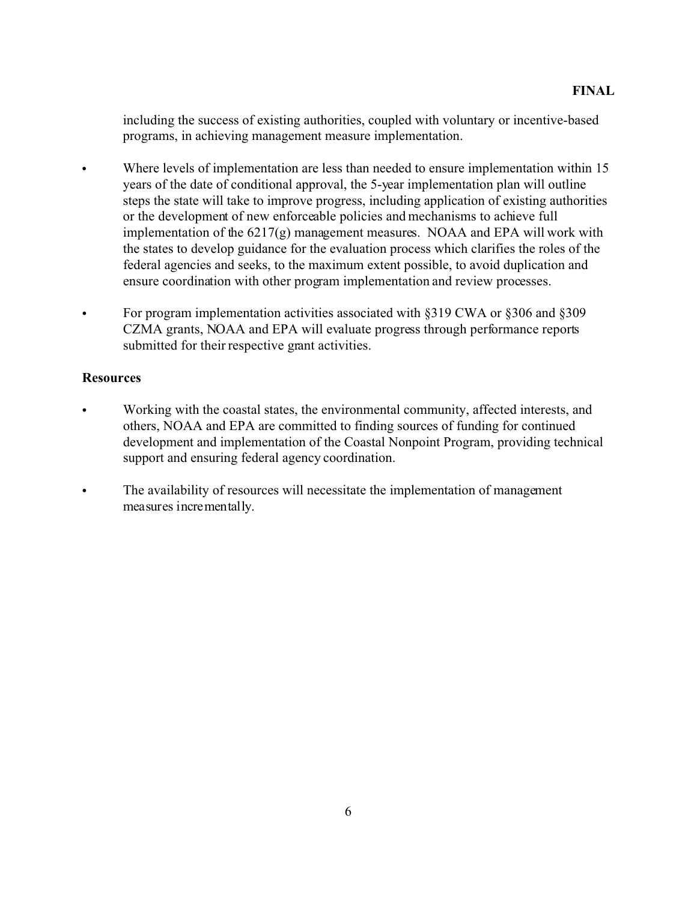including the success of existing authorities, coupled with voluntary or incentive-based programs, in achieving management measure implementation.

- Where levels of implementation are less than needed to ensure implementation within 15 years of the date of conditional approval, the 5-year implementation plan will outline steps the state will take to improve progress, including application of existing authorities or the development of new enforceable policies and mechanisms to achieve full implementation of the 6217(g) management measures. NOAA and EPA will work with the states to develop guidance for the evaluation process which clarifies the roles of the federal agencies and seeks, to the maximum extent possible, to avoid duplication and ensure coordination with other program implementation and review processes.
- For program implementation activities associated with §319 CWA or §306 and §309 CZMA grants, NOAA and EPA will evaluate progress through performance reports submitted for their respective grant activities.

**Resources**

- Working with the coastal states, the environmental community, affected interests, and others, NOAA and EPA are committed to finding sources of funding for continued development and implementation of the Coastal Nonpoint Program, providing technical support and ensuring federal agency coordination.
- The availability of resources will necessitate the implementation of management measures incrementally.